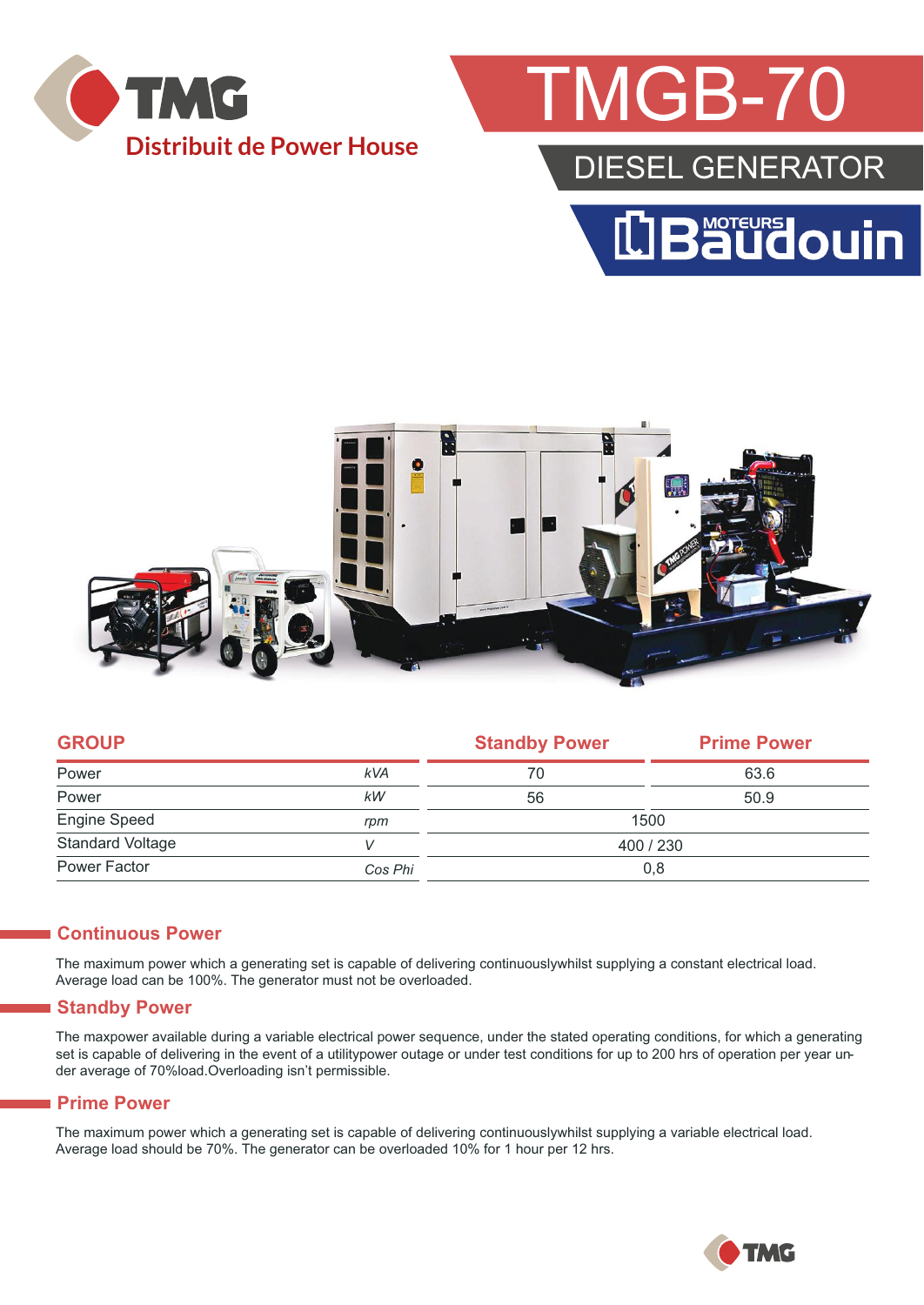TMG

Distribuit de Power House

# TMGB-70

## DIESEL GENERATOR

MOTEURS Baudouin

| GROUP | | Standby Power | Prime Power |
|---|---|---|---|
| Power | kVA | 70 | 63.6 |
| Power | kW | 56 | 50.9 |
| Engine Speed | rpm | 1500 | |
| Standard Voltage | V | 400 / 230 | |
| Power Factor | Cos Phi | 0,8 | |

## Continuous Power

The maximum power which a generating set is capable of delivering continuouslywhilst supplying a constant electrical load. Average load can be 100%. The generator must not be overloaded.

## Standby Power

The maxpower available during a variable electrical power sequence, under the stated operating conditions, for which a generating set is capable of delivering in the event of a utilitypower outage or under test conditions for up to 200 hrs of operation per year under average of 70%load.Overloading isn't permissible.

## Prime Power

The maximum power which a generating set is capable of delivering continuouslywhilst supplying a variable electrical load. Average load should be 70%. The generator can be overloaded 10% for 1 hour per 12 hrs.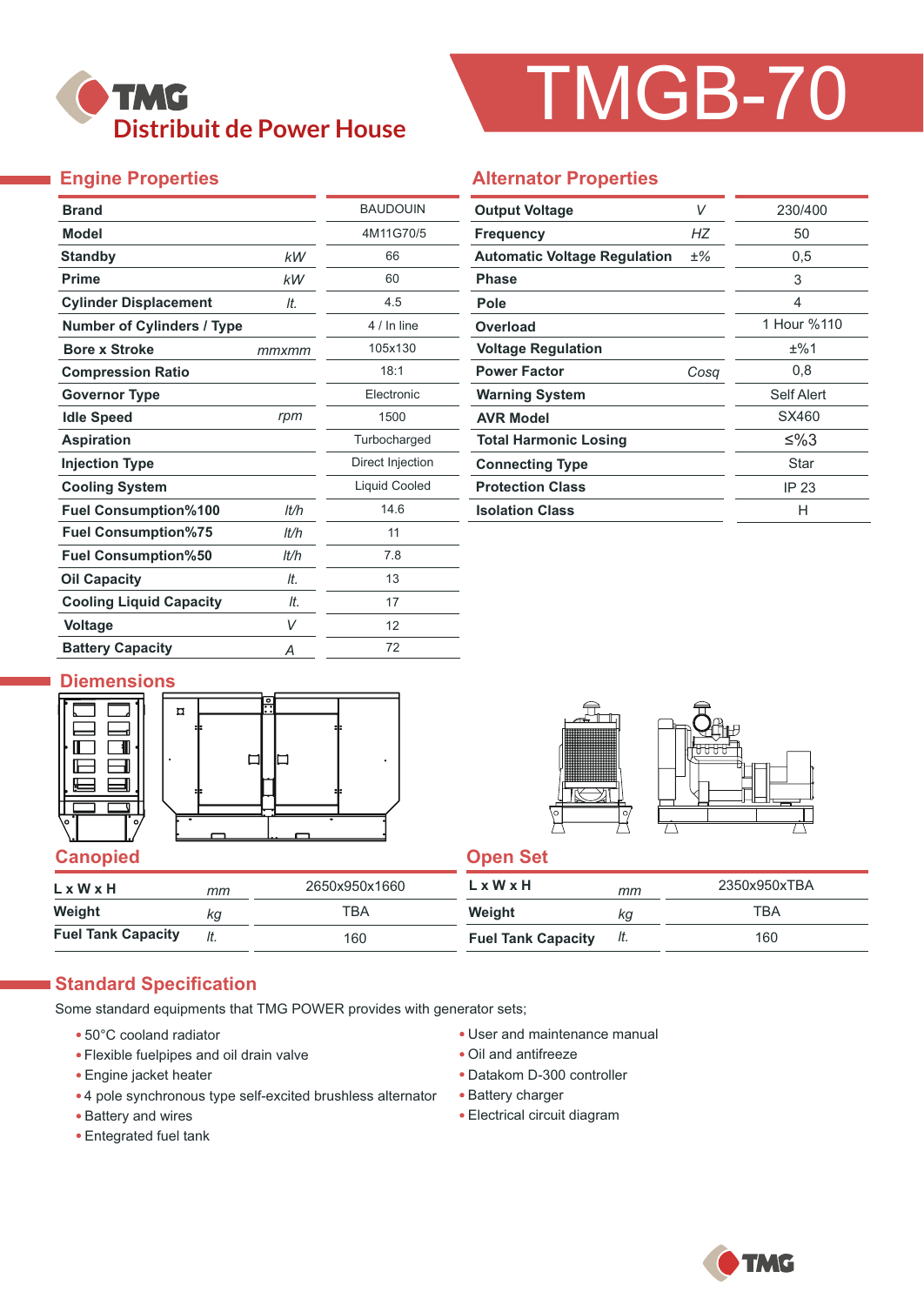# TMGB-70

TMG Distribuit de Power House

## Engine Properties

| Property | Unit | Value |
|---|---|---|
| Brand | | BAUDOUIN |
| Model | | 4M11G70/5 |
| Standby | kW | 66 |
| Prime | kW | 60 |
| Cylinder Displacement | lt. | 4.5 |
| Number of Cylinders / Type | | 4 / In line |
| Bore x Stroke | mmxmm | 105x130 |
| Compression Ratio | | 18:1 |
| Governor Type | | Electronic |
| Idle Speed | rpm | 1500 |
| Aspiration | | Turbocharged |
| Injection Type | | Direct Injection |
| Cooling System | | Liquid Cooled |
| Fuel Consumption%100 | lt/h | 14.6 |
| Fuel Consumption%75 | lt/h | 11 |
| Fuel Consumption%50 | lt/h | 7.8 |
| Oil Capacity | lt. | 13 |
| Cooling Liquid Capacity | lt. | 17 |
| Voltage | V | 12 |
| Battery Capacity | A | 72 |

## Alternator Properties

| Property | Unit | Value |
|---|---|---|
| Output Voltage | V | 230/400 |
| Frequency | HZ | 50 |
| Automatic Voltage Regulation | ±% | 0,5 |
| Phase | | 3 |
| Pole | | 4 |
| Overload | | 1 Hour %110 |
| Voltage Regulation | | ±%1 |
| Power Factor | Cosq | 0,8 |
| Warning System | | Self Alert |
| AVR Model | | SX460 |
| Total Harmonic Losing | | ≤%3 |
| Connecting Type | | Star |
| Protection Class | | IP 23 |
| Isolation Class | | H |

## Diemensions

### Canopied

| | | |
|---|---|---|
| L x W x H | mm | 2650x950x1660 |
| Weight | kg | TBA |
| Fuel Tank Capacity | lt. | 160 |

### Open Set

| | | |
|---|---|---|
| L x W x H | mm | 2350x950xTBA |
| Weight | kg | TBA |
| Fuel Tank Capacity | lt. | 160 |

## Standard Specification

Some standard equipments that TMG POWER provides with generator sets;

- 50°C cooland radiator
- Flexible fuelpipes and oil drain valve
- Engine jacket heater
- 4 pole synchronous type self-excited brushless alternator
- Battery and wires
- Entegrated fuel tank
- User and maintenance manual
- Oil and antifreeze
- Datakom D-300 controller
- Battery charger
- Electrical circuit diagram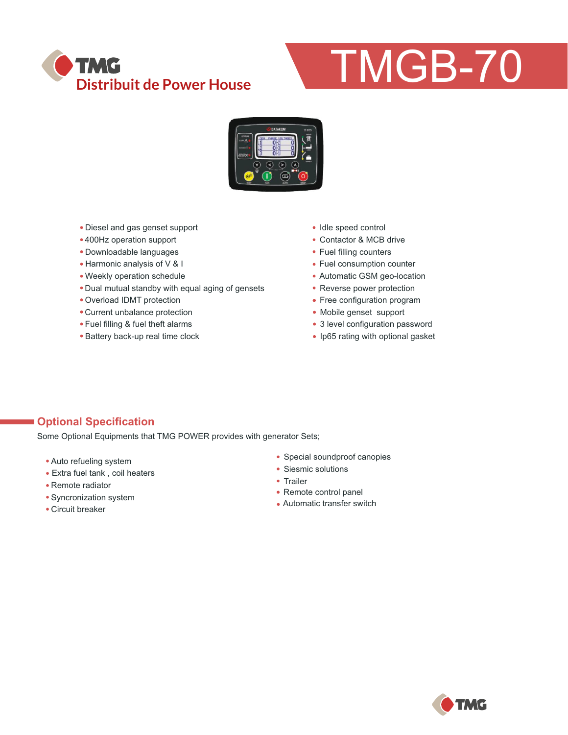TMG
Distribuit de Power House

# TMGB-70

- Diesel and gas genset support
- 400Hz operation support
- Downloadable languages
- Harmonic analysis of V & I
- Weekly operation schedule
- Dual mutual standby with equal aging of gensets
- Overload IDMT protection
- Current unbalance protection
- Fuel filling & fuel theft alarms
- Battery back-up real time clock
- Idle speed control
- Contactor & MCB drive
- Fuel filling counters
- Fuel consumption counter
- Automatic GSM geo-location
- Reverse power protection
- Free configuration program
- Mobile genset support
- 3 level configuration password
- Ip65 rating with optional gasket

## Optional Specification

Some Optional Equipments that TMG POWER provides with generator Sets;

- Auto refueling system
- Extra fuel tank , coil heaters
- Remote radiator
- Syncronization system
- Circuit breaker
- Special soundproof canopies
- Siesmic solutions
- Trailer
- Remote control panel
- Automatic transfer switch